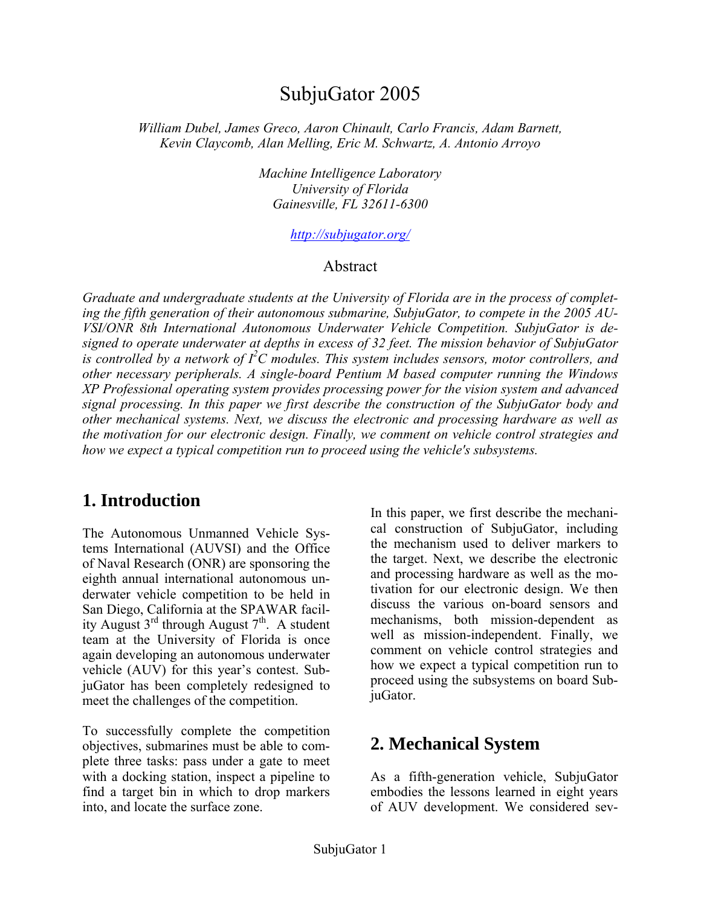# SubjuGator 2005

*William Dubel, James Greco, Aaron Chinault, Carlo Francis, Adam Barnett, Kevin Claycomb, Alan Melling, Eric M. Schwartz, A. Antonio Arroyo*

*Machine Intelligence Laboratory*
*University of Florida*
*Gainesville, FL 32611-6300*

*http://subjugator.org/*

## Abstract

*Graduate and undergraduate students at the University of Florida are in the process of completing the fifth generation of their autonomous submarine, SubjuGator, to compete in the 2005 AUVSI/ONR 8th International Autonomous Underwater Vehicle Competition. SubjuGator is designed to operate underwater at depths in excess of 32 feet. The mission behavior of SubjuGator is controlled by a network of $I^2C$ modules. This system includes sensors, motor controllers, and other necessary peripherals. A single-board Pentium M based computer running the Windows XP Professional operating system provides processing power for the vision system and advanced signal processing. In this paper we first describe the construction of the SubjuGator body and other mechanical systems. Next, we discuss the electronic and processing hardware as well as the motivation for our electronic design. Finally, we comment on vehicle control strategies and how we expect a typical competition run to proceed using the vehicle's subsystems.*

## 1. Introduction

The Autonomous Unmanned Vehicle Systems International (AUVSI) and the Office of Naval Research (ONR) are sponsoring the eighth annual international autonomous underwater vehicle competition to be held in San Diego, California at the SPAWAR facility August 3rd through August 7th. A student team at the University of Florida is once again developing an autonomous underwater vehicle (AUV) for this year's contest. SubjuGator has been completely redesigned to meet the challenges of the competition.

To successfully complete the competition objectives, submarines must be able to complete three tasks: pass under a gate to meet with a docking station, inspect a pipeline to find a target bin in which to drop markers into, and locate the surface zone.

In this paper, we first describe the mechanical construction of SubjuGator, including the mechanism used to deliver markers to the target. Next, we describe the electronic and processing hardware as well as the motivation for our electronic design. We then discuss the various on-board sensors and mechanisms, both mission-dependent as well as mission-independent. Finally, we comment on vehicle control strategies and how we expect a typical competition run to proceed using the subsystems on board SubjuGator.

## 2. Mechanical System

As a fifth-generation vehicle, SubjuGator embodies the lessons learned in eight years of AUV development. We considered sev-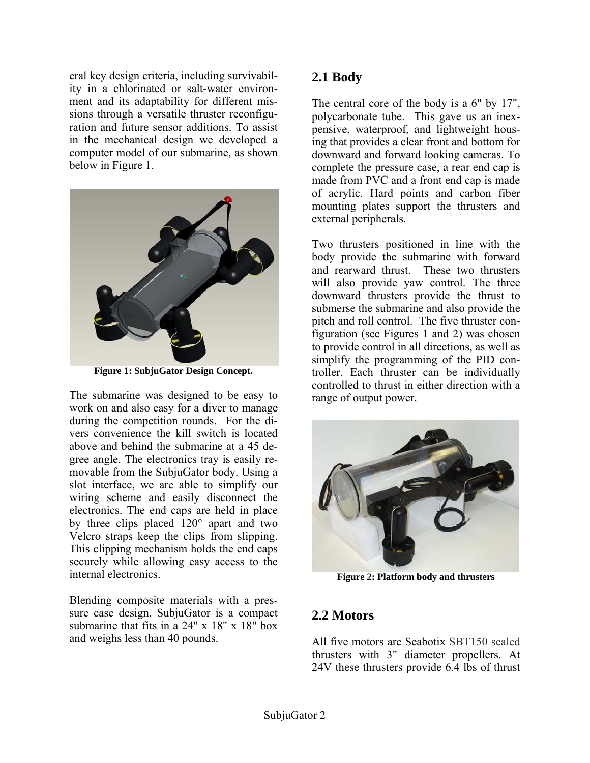eral key design criteria, including survivability in a chlorinated or salt-water environment and its adaptability for different missions through a versatile thruster reconfiguration and future sensor additions. To assist in the mechanical design we developed a computer model of our submarine, as shown below in Figure 1.

**Figure 1: SubjuGator Design Concept.**

The submarine was designed to be easy to work on and also easy for a diver to manage during the competition rounds. For the divers convenience the kill switch is located above and behind the submarine at a 45 degree angle. The electronics tray is easily removable from the SubjuGator body. Using a slot interface, we are able to simplify our wiring scheme and easily disconnect the electronics. The end caps are held in place by three clips placed 120° apart and two Velcro straps keep the clips from slipping. This clipping mechanism holds the end caps securely while allowing easy access to the internal electronics.

Blending composite materials with a pressure case design, SubjuGator is a compact submarine that fits in a 24" x 18" x 18" box and weighs less than 40 pounds.

## 2.1 Body

The central core of the body is a 6" by 17", polycarbonate tube. This gave us an inexpensive, waterproof, and lightweight housing that provides a clear front and bottom for downward and forward looking cameras. To complete the pressure case, a rear end cap is made from PVC and a front end cap is made of acrylic. Hard points and carbon fiber mounting plates support the thrusters and external peripherals.

Two thrusters positioned in line with the body provide the submarine with forward and rearward thrust. These two thrusters will also provide yaw control. The three downward thrusters provide the thrust to submerse the submarine and also provide the pitch and roll control. The five thruster configuration (see Figures 1 and 2) was chosen to provide control in all directions, as well as simplify the programming of the PID controller. Each thruster can be individually controlled to thrust in either direction with a range of output power.

**Figure 2: Platform body and thrusters**

## 2.2 Motors

All five motors are Seabotix SBT150 sealed thrusters with 3" diameter propellers. At 24V these thrusters provide 6.4 lbs of thrust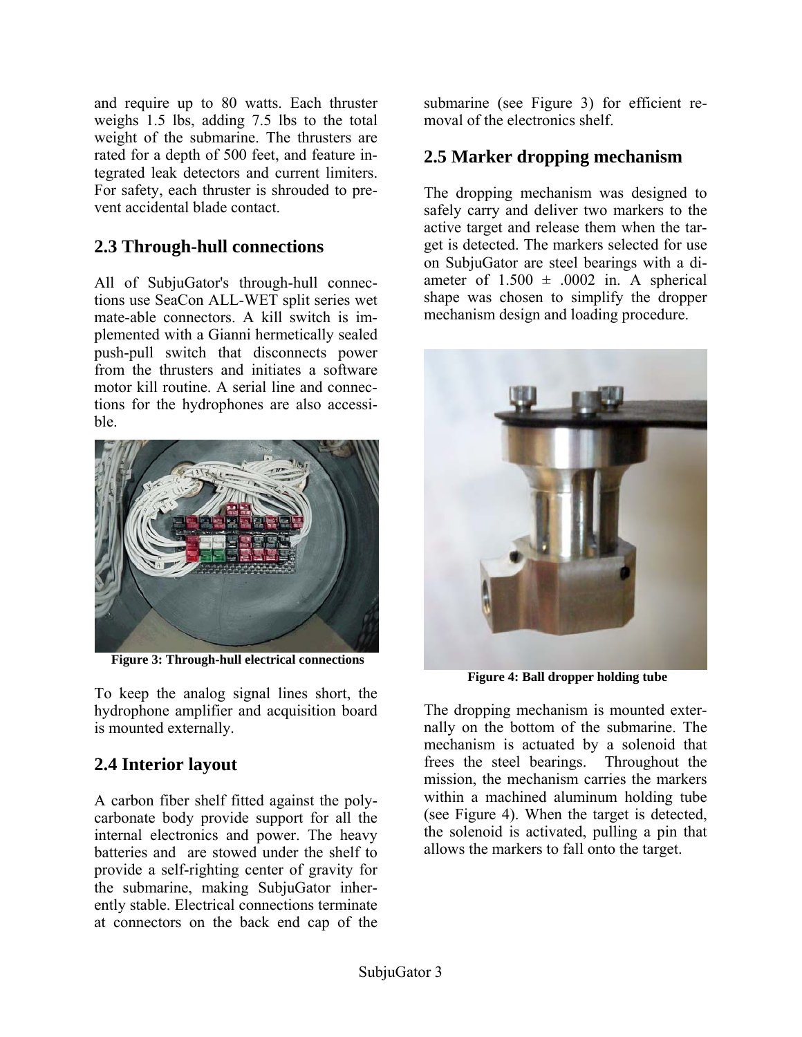and require up to 80 watts. Each thruster weighs 1.5 lbs, adding 7.5 lbs to the total weight of the submarine. The thrusters are rated for a depth of 500 feet, and feature integrated leak detectors and current limiters. For safety, each thruster is shrouded to prevent accidental blade contact.

## 2.3 Through-hull connections

All of SubjuGator's through-hull connections use SeaCon ALL-WET split series wet mate-able connectors. A kill switch is implemented with a Gianni hermetically sealed push-pull switch that disconnects power from the thrusters and initiates a software motor kill routine. A serial line and connections for the hydrophones are also accessible.

**Figure 3: Through-hull electrical connections**

To keep the analog signal lines short, the hydrophone amplifier and acquisition board is mounted externally.

## 2.4 Interior layout

A carbon fiber shelf fitted against the polycarbonate body provide support for all the internal electronics and power. The heavy batteries and are stowed under the shelf to provide a self-righting center of gravity for the submarine, making SubjuGator inherently stable. Electrical connections terminate at connectors on the back end cap of the submarine (see Figure 3) for efficient removal of the electronics shelf.

## 2.5 Marker dropping mechanism

The dropping mechanism was designed to safely carry and deliver two markers to the active target and release them when the target is detected. The markers selected for use on SubjuGator are steel bearings with a diameter of 1.500 ± .0002 in. A spherical shape was chosen to simplify the dropper mechanism design and loading procedure.

**Figure 4: Ball dropper holding tube**

The dropping mechanism is mounted externally on the bottom of the submarine. The mechanism is actuated by a solenoid that frees the steel bearings. Throughout the mission, the mechanism carries the markers within a machined aluminum holding tube (see Figure 4). When the target is detected, the solenoid is activated, pulling a pin that allows the markers to fall onto the target.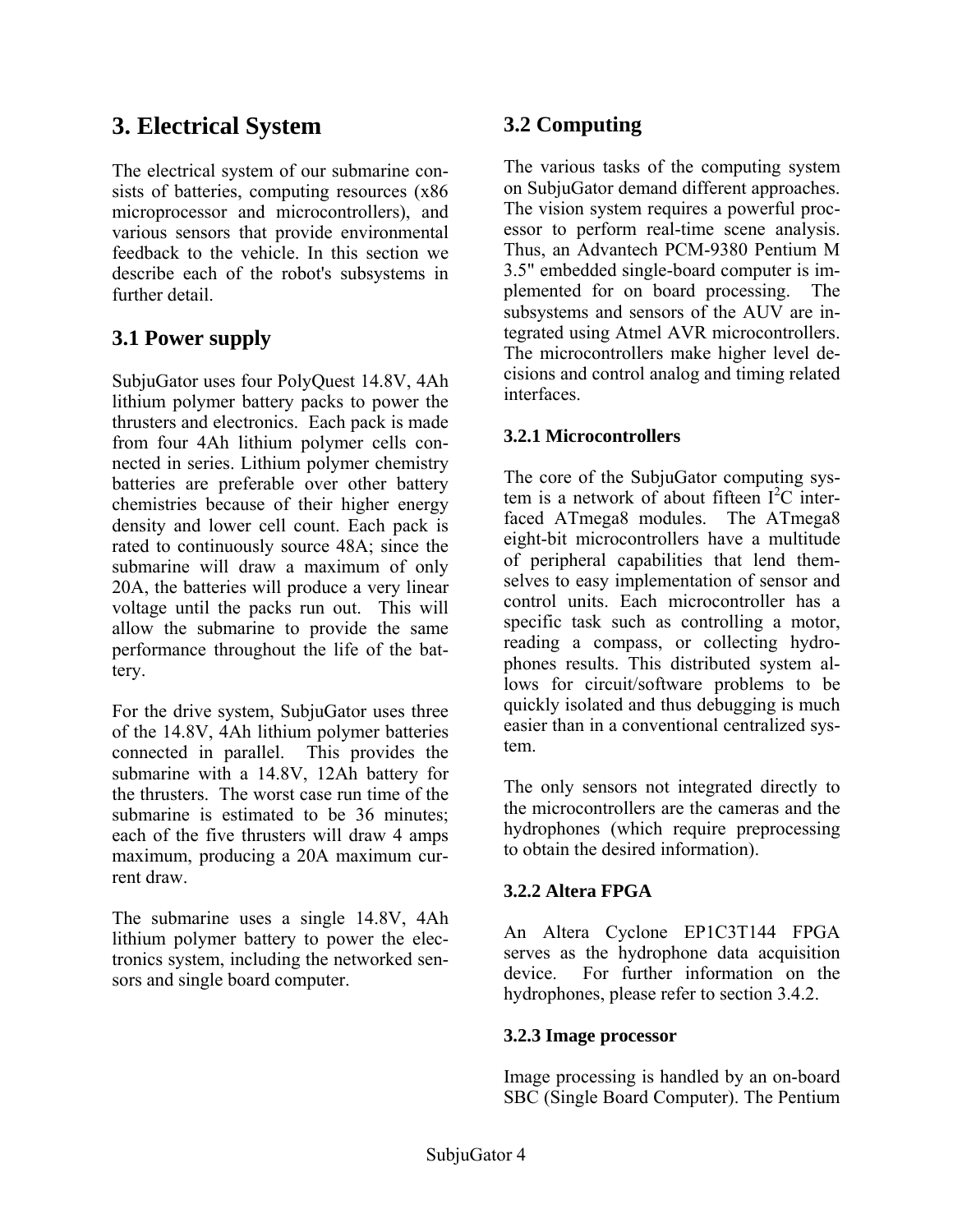# 3. Electrical System

The electrical system of our submarine consists of batteries, computing resources (x86 microprocessor and microcontrollers), and various sensors that provide environmental feedback to the vehicle. In this section we describe each of the robot's subsystems in further detail.

## 3.1 Power supply

SubjuGator uses four PolyQuest 14.8V, 4Ah lithium polymer battery packs to power the thrusters and electronics. Each pack is made from four 4Ah lithium polymer cells connected in series. Lithium polymer chemistry batteries are preferable over other battery chemistries because of their higher energy density and lower cell count. Each pack is rated to continuously source 48A; since the submarine will draw a maximum of only 20A, the batteries will produce a very linear voltage until the packs run out. This will allow the submarine to provide the same performance throughout the life of the battery.

For the drive system, SubjuGator uses three of the 14.8V, 4Ah lithium polymer batteries connected in parallel. This provides the submarine with a 14.8V, 12Ah battery for the thrusters. The worst case run time of the submarine is estimated to be 36 minutes; each of the five thrusters will draw 4 amps maximum, producing a 20A maximum current draw.

The submarine uses a single 14.8V, 4Ah lithium polymer battery to power the electronics system, including the networked sensors and single board computer.

## 3.2 Computing

The various tasks of the computing system on SubjuGator demand different approaches. The vision system requires a powerful processor to perform real-time scene analysis. Thus, an Advantech PCM-9380 Pentium M 3.5" embedded single-board computer is implemented for on board processing. The subsystems and sensors of the AUV are integrated using Atmel AVR microcontrollers. The microcontrollers make higher level decisions and control analog and timing related interfaces.

### 3.2.1 Microcontrollers

The core of the SubjuGator computing system is a network of about fifteen $I^2C$ interfaced ATmega8 modules. The ATmega8 eight-bit microcontrollers have a multitude of peripheral capabilities that lend themselves to easy implementation of sensor and control units. Each microcontroller has a specific task such as controlling a motor, reading a compass, or collecting hydrophones results. This distributed system allows for circuit/software problems to be quickly isolated and thus debugging is much easier than in a conventional centralized system.

The only sensors not integrated directly to the microcontrollers are the cameras and the hydrophones (which require preprocessing to obtain the desired information).

### 3.2.2 Altera FPGA

An Altera Cyclone EP1C3T144 FPGA serves as the hydrophone data acquisition device. For further information on the hydrophones, please refer to section 3.4.2.

### 3.2.3 Image processor

Image processing is handled by an on-board SBC (Single Board Computer). The Pentium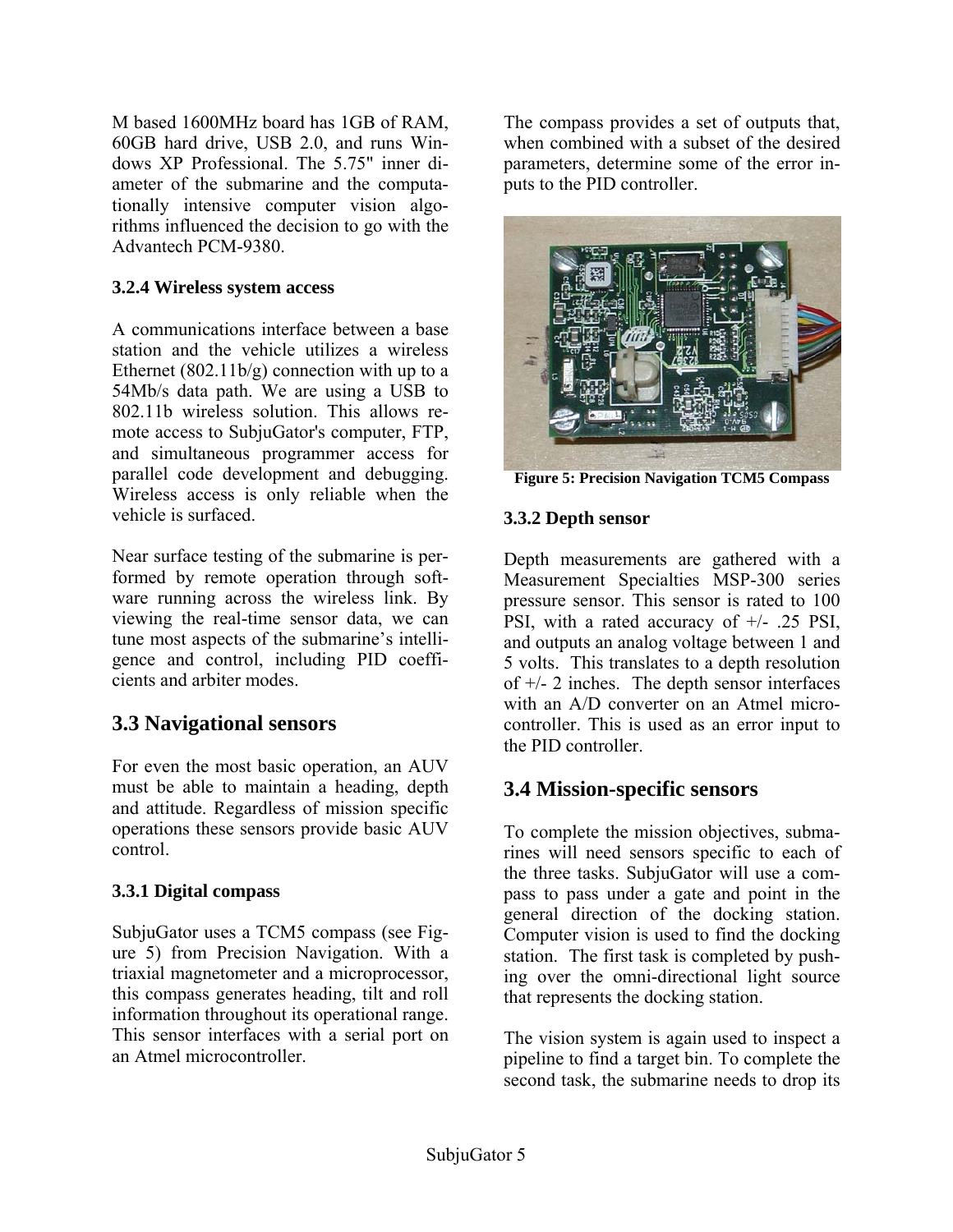M based 1600MHz board has 1GB of RAM, 60GB hard drive, USB 2.0, and runs Windows XP Professional. The 5.75" inner diameter of the submarine and the computationally intensive computer vision algorithms influenced the decision to go with the Advantech PCM-9380.

### 3.2.4 Wireless system access

A communications interface between a base station and the vehicle utilizes a wireless Ethernet (802.11b/g) connection with up to a 54Mb/s data path. We are using a USB to 802.11b wireless solution. This allows remote access to SubjuGator's computer, FTP, and simultaneous programmer access for parallel code development and debugging. Wireless access is only reliable when the vehicle is surfaced.

Near surface testing of the submarine is performed by remote operation through software running across the wireless link. By viewing the real-time sensor data, we can tune most aspects of the submarine's intelligence and control, including PID coefficients and arbiter modes.

## 3.3 Navigational sensors

For even the most basic operation, an AUV must be able to maintain a heading, depth and attitude. Regardless of mission specific operations these sensors provide basic AUV control.

### 3.3.1 Digital compass

SubjuGator uses a TCM5 compass (see Figure 5) from Precision Navigation. With a triaxial magnetometer and a microprocessor, this compass generates heading, tilt and roll information throughout its operational range. This sensor interfaces with a serial port on an Atmel microcontroller.

The compass provides a set of outputs that, when combined with a subset of the desired parameters, determine some of the error inputs to the PID controller.

**Figure 5: Precision Navigation TCM5 Compass**

### 3.3.2 Depth sensor

Depth measurements are gathered with a Measurement Specialties MSP-300 series pressure sensor. This sensor is rated to 100 PSI, with a rated accuracy of +/- .25 PSI, and outputs an analog voltage between 1 and 5 volts. This translates to a depth resolution of +/- 2 inches. The depth sensor interfaces with an A/D converter on an Atmel microcontroller. This is used as an error input to the PID controller.

## 3.4 Mission-specific sensors

To complete the mission objectives, submarines will need sensors specific to each of the three tasks. SubjuGator will use a compass to pass under a gate and point in the general direction of the docking station. Computer vision is used to find the docking station. The first task is completed by pushing over the omni-directional light source that represents the docking station.

The vision system is again used to inspect a pipeline to find a target bin. To complete the second task, the submarine needs to drop its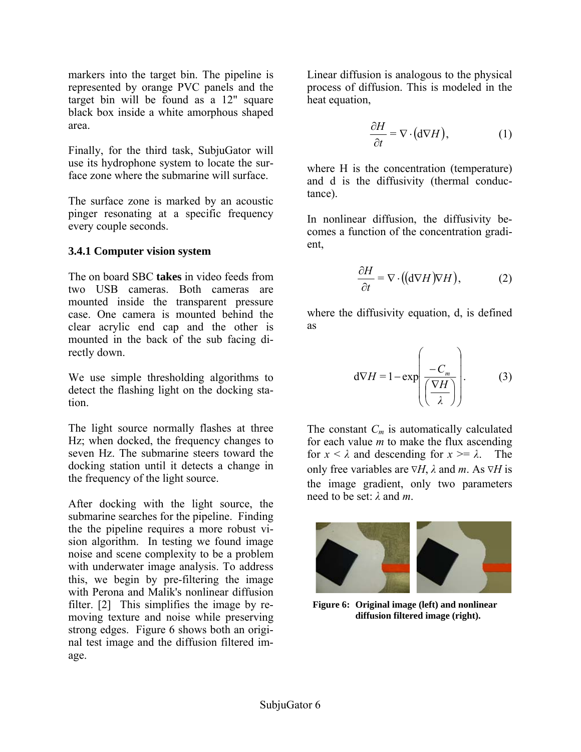markers into the target bin. The pipeline is represented by orange PVC panels and the target bin will be found as a 12" square black box inside a white amorphous shaped area.

Finally, for the third task, SubjuGator will use its hydrophone system to locate the surface zone where the submarine will surface.

The surface zone is marked by an acoustic pinger resonating at a specific frequency every couple seconds.

### 3.4.1 Computer vision system

The on board SBC **takes** in video feeds from two USB cameras. Both cameras are mounted inside the transparent pressure case. One camera is mounted behind the clear acrylic end cap and the other is mounted in the back of the sub facing directly down.

We use simple thresholding algorithms to detect the flashing light on the docking station.

The light source normally flashes at three Hz; when docked, the frequency changes to seven Hz. The submarine steers toward the docking station until it detects a change in the frequency of the light source.

After docking with the light source, the submarine searches for the pipeline. Finding the the pipeline requires a more robust vision algorithm. In testing we found image noise and scene complexity to be a problem with underwater image analysis. To address this, we begin by pre-filtering the image with Perona and Malik's nonlinear diffusion filter. [2] This simplifies the image by removing texture and noise while preserving strong edges. Figure 6 shows both an original test image and the diffusion filtered image.

Linear diffusion is analogous to the physical process of diffusion. This is modeled in the heat equation,

$$\frac{\partial H}{\partial t} = \nabla \cdot (\mathrm{d}\nabla H), \tag{1}$$

where H is the concentration (temperature) and d is the diffusivity (thermal conductance).

In nonlinear diffusion, the diffusivity becomes a function of the concentration gradient,

$$\frac{\partial H}{\partial t} = \nabla \cdot ((\mathrm{d}\nabla H)\nabla H), \tag{2}$$

where the diffusivity equation, d, is defined as

$$\mathrm{d}\nabla H = 1 - \exp\left(\frac{-C_m}{\left(\frac{\nabla H}{\lambda}\right)}\right). \tag{3}$$

The constant $C_m$ is automatically calculated for each value $m$ to make the flux ascending for $x < \lambda$ and descending for $x >= \lambda$. The only free variables are $\nabla H$, $\lambda$ and $m$. As $\nabla H$ is the image gradient, only two parameters need to be set: $\lambda$ and $m$.

**Figure 6: Original image (left) and nonlinear diffusion filtered image (right).**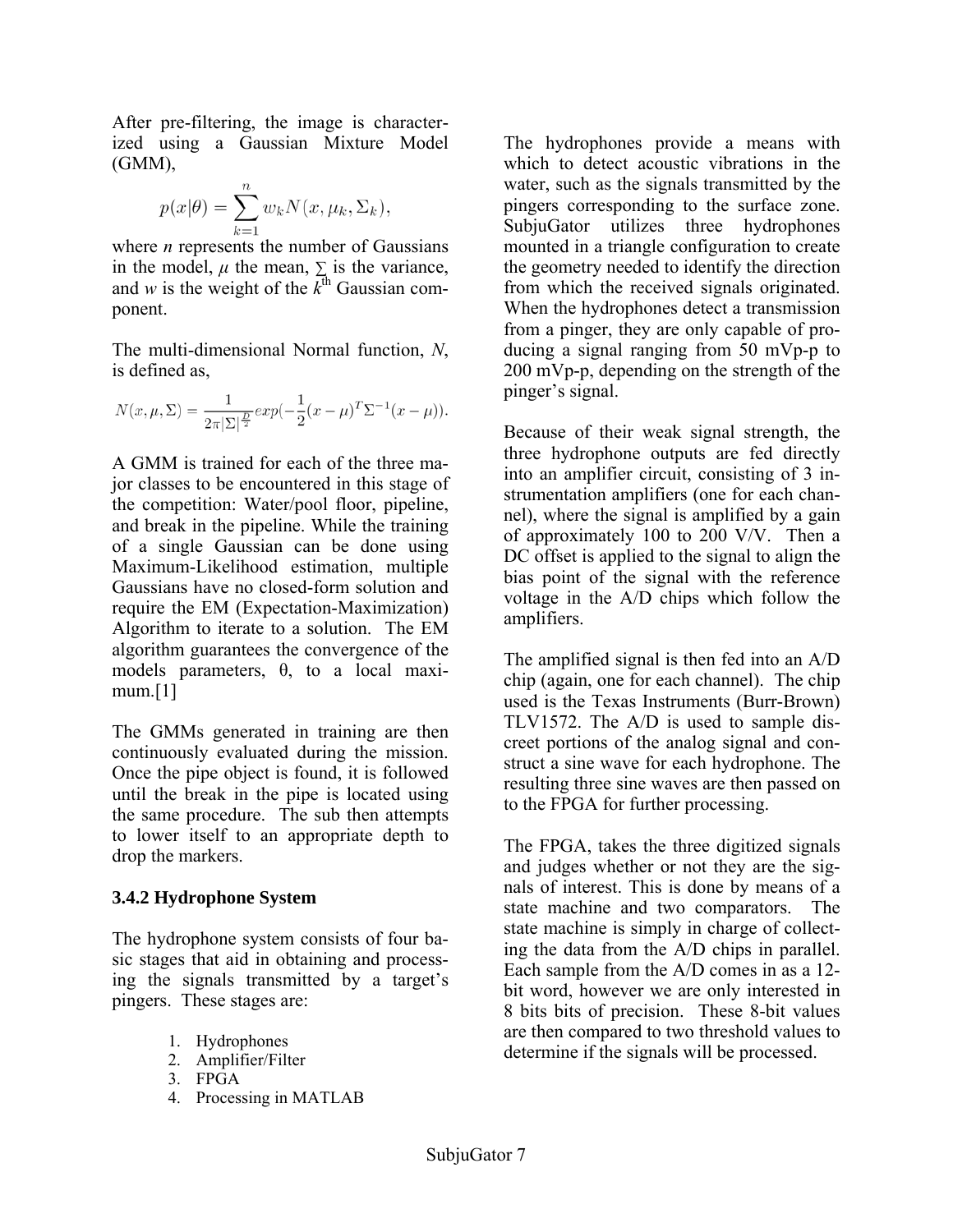After pre-filtering, the image is characterized using a Gaussian Mixture Model (GMM),

$$p(x|\theta) = \sum_{k=1}^{n} w_k N(x, \mu_k, \Sigma_k),$$

where *n* represents the number of Gaussians in the model, $\mu$ the mean, $\Sigma$ is the variance, and *w* is the weight of the $k^{th}$ Gaussian component.

The multi-dimensional Normal function, *N*, is defined as,

$$N(x, \mu, \Sigma) = \frac{1}{2\pi|\Sigma|^{\frac{D}{2}}} exp(-\frac{1}{2}(x-\mu)^T \Sigma^{-1}(x-\mu)).$$

A GMM is trained for each of the three major classes to be encountered in this stage of the competition: Water/pool floor, pipeline, and break in the pipeline. While the training of a single Gaussian can be done using Maximum-Likelihood estimation, multiple Gaussians have no closed-form solution and require the EM (Expectation-Maximization) Algorithm to iterate to a solution. The EM algorithm guarantees the convergence of the models parameters, θ, to a local maximum.[1]

The GMMs generated in training are then continuously evaluated during the mission. Once the pipe object is found, it is followed until the break in the pipe is located using the same procedure. The sub then attempts to lower itself to an appropriate depth to drop the markers.

### 3.4.2 Hydrophone System

The hydrophone system consists of four basic stages that aid in obtaining and processing the signals transmitted by a target's pingers. These stages are:

1. Hydrophones
2. Amplifier/Filter
3. FPGA
4. Processing in MATLAB

The hydrophones provide a means with which to detect acoustic vibrations in the water, such as the signals transmitted by the pingers corresponding to the surface zone. SubjuGator utilizes three hydrophones mounted in a triangle configuration to create the geometry needed to identify the direction from which the received signals originated. When the hydrophones detect a transmission from a pinger, they are only capable of producing a signal ranging from 50 mVp-p to 200 mVp-p, depending on the strength of the pinger's signal.

Because of their weak signal strength, the three hydrophone outputs are fed directly into an amplifier circuit, consisting of 3 instrumentation amplifiers (one for each channel), where the signal is amplified by a gain of approximately 100 to 200 V/V. Then a DC offset is applied to the signal to align the bias point of the signal with the reference voltage in the A/D chips which follow the amplifiers.

The amplified signal is then fed into an A/D chip (again, one for each channel). The chip used is the Texas Instruments (Burr-Brown) TLV1572. The A/D is used to sample discreet portions of the analog signal and construct a sine wave for each hydrophone. The resulting three sine waves are then passed on to the FPGA for further processing.

The FPGA, takes the three digitized signals and judges whether or not they are the signals of interest. This is done by means of a state machine and two comparators. The state machine is simply in charge of collecting the data from the A/D chips in parallel. Each sample from the A/D comes in as a 12-bit word, however we are only interested in 8 bits bits of precision. These 8-bit values are then compared to two threshold values to determine if the signals will be processed.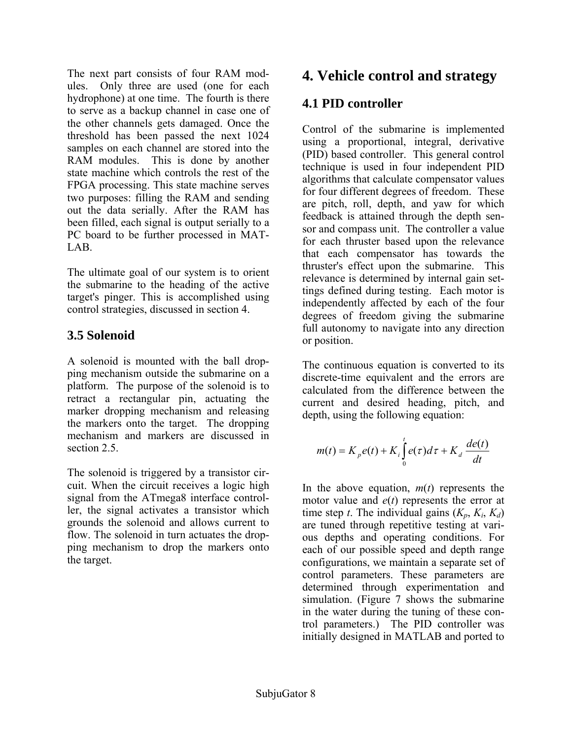The next part consists of four RAM modules. Only three are used (one for each hydrophone) at one time. The fourth is there to serve as a backup channel in case one of the other channels gets damaged. Once the threshold has been passed the next 1024 samples on each channel are stored into the RAM modules. This is done by another state machine which controls the rest of the FPGA processing. This state machine serves two purposes: filling the RAM and sending out the data serially. After the RAM has been filled, each signal is output serially to a PC board to be further processed in MATLAB.

The ultimate goal of our system is to orient the submarine to the heading of the active target's pinger. This is accomplished using control strategies, discussed in section 4.

### 3.5 Solenoid

A solenoid is mounted with the ball dropping mechanism outside the submarine on a platform. The purpose of the solenoid is to retract a rectangular pin, actuating the marker dropping mechanism and releasing the markers onto the target. The dropping mechanism and markers are discussed in section 2.5.

The solenoid is triggered by a transistor circuit. When the circuit receives a logic high signal from the ATmega8 interface controller, the signal activates a transistor which grounds the solenoid and allows current to flow. The solenoid in turn actuates the dropping mechanism to drop the markers onto the target.

## 4. Vehicle control and strategy

### 4.1 PID controller

Control of the submarine is implemented using a proportional, integral, derivative (PID) based controller. This general control technique is used in four independent PID algorithms that calculate compensator values for four different degrees of freedom. These are pitch, roll, depth, and yaw for which feedback is attained through the depth sensor and compass unit. The controller a value for each thruster based upon the relevance that each compensator has towards the thruster's effect upon the submarine. This relevance is determined by internal gain settings defined during testing. Each motor is independently affected by each of the four degrees of freedom giving the submarine full autonomy to navigate into any direction or position.

The continuous equation is converted to its discrete-time equivalent and the errors are calculated from the difference between the current and desired heading, pitch, and depth, using the following equation:

$$m(t) = K_p e(t) + K_i \int_0^t e(\tau) d\tau + K_d \frac{de(t)}{dt}$$

In the above equation, $m(t)$ represents the motor value and $e(t)$ represents the error at time step $t$. The individual gains ($K_p$, $K_i$, $K_d$) are tuned through repetitive testing at various depths and operating conditions. For each of our possible speed and depth range configurations, we maintain a separate set of control parameters. These parameters are determined through experimentation and simulation. (Figure 7 shows the submarine in the water during the tuning of these control parameters.) The PID controller was initially designed in MATLAB and ported to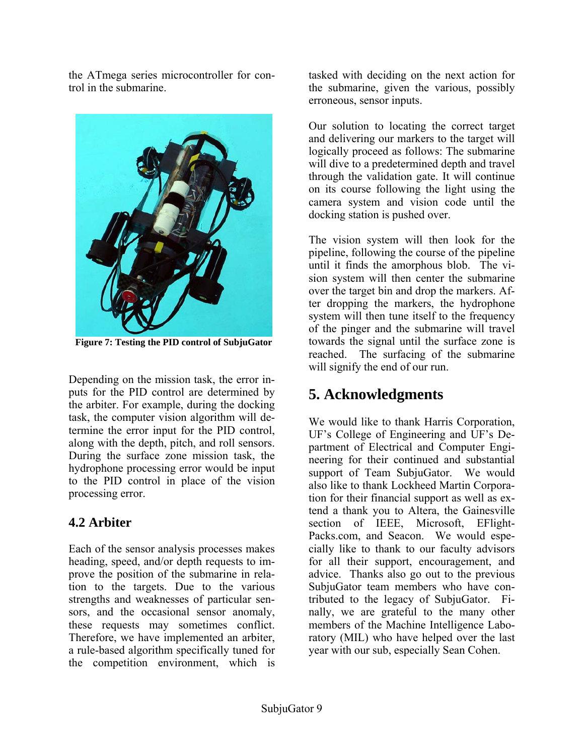the ATmega series microcontroller for control in the submarine.

**Figure 7: Testing the PID control of SubjuGator**

Depending on the mission task, the error inputs for the PID control are determined by the arbiter. For example, during the docking task, the computer vision algorithm will determine the error input for the PID control, along with the depth, pitch, and roll sensors. During the surface zone mission task, the hydrophone processing error would be input to the PID control in place of the vision processing error.

### 4.2 Arbiter

Each of the sensor analysis processes makes heading, speed, and/or depth requests to improve the position of the submarine in relation to the targets. Due to the various strengths and weaknesses of particular sensors, and the occasional sensor anomaly, these requests may sometimes conflict. Therefore, we have implemented an arbiter, a rule-based algorithm specifically tuned for the competition environment, which is tasked with deciding on the next action for the submarine, given the various, possibly erroneous, sensor inputs.

Our solution to locating the correct target and delivering our markers to the target will logically proceed as follows: The submarine will dive to a predetermined depth and travel through the validation gate. It will continue on its course following the light using the camera system and vision code until the docking station is pushed over.

The vision system will then look for the pipeline, following the course of the pipeline until it finds the amorphous blob. The vision system will then center the submarine over the target bin and drop the markers. After dropping the markers, the hydrophone system will then tune itself to the frequency of the pinger and the submarine will travel towards the signal until the surface zone is reached. The surfacing of the submarine will signify the end of our run.

## 5. Acknowledgments

We would like to thank Harris Corporation, UF's College of Engineering and UF's Department of Electrical and Computer Engineering for their continued and substantial support of Team SubjuGator. We would also like to thank Lockheed Martin Corporation for their financial support as well as extend a thank you to Altera, the Gainesville section of IEEE, Microsoft, EFlightPacks.com, and Seacon. We would especially like to thank to our faculty advisors for all their support, encouragement, and advice. Thanks also go out to the previous SubjuGator team members who have contributed to the legacy of SubjuGator. Finally, we are grateful to the many other members of the Machine Intelligence Laboratory (MIL) who have helped over the last year with our sub, especially Sean Cohen.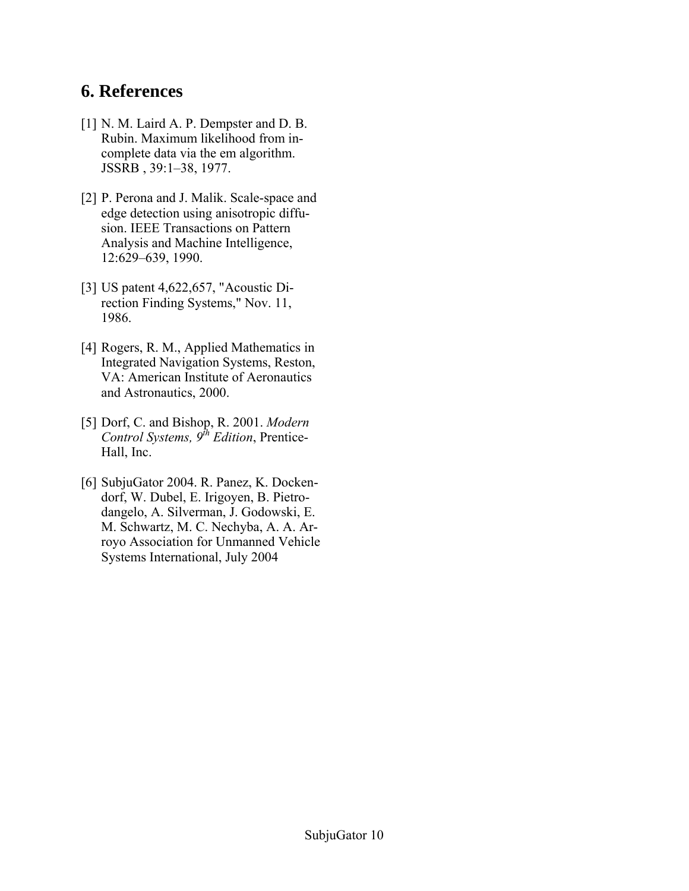## 6. References

[1] N. M. Laird A. P. Dempster and D. B. Rubin. Maximum likelihood from incomplete data via the em algorithm. JSSRB , 39:1–38, 1977.

[2] P. Perona and J. Malik. Scale-space and edge detection using anisotropic diffusion. IEEE Transactions on Pattern Analysis and Machine Intelligence, 12:629–639, 1990.

[3] US patent 4,622,657, "Acoustic Direction Finding Systems," Nov. 11, 1986.

[4] Rogers, R. M., Applied Mathematics in Integrated Navigation Systems, Reston, VA: American Institute of Aeronautics and Astronautics, 2000.

[5] Dorf, C. and Bishop, R. 2001. *Modern Control Systems, 9th Edition*, Prentice-Hall, Inc.

[6] SubjuGator 2004. R. Panez, K. Dockendorf, W. Dubel, E. Irigoyen, B. Pietrodangelo, A. Silverman, J. Godowski, E. M. Schwartz, M. C. Nechyba, A. A. Arroyo Association for Unmanned Vehicle Systems International, July 2004